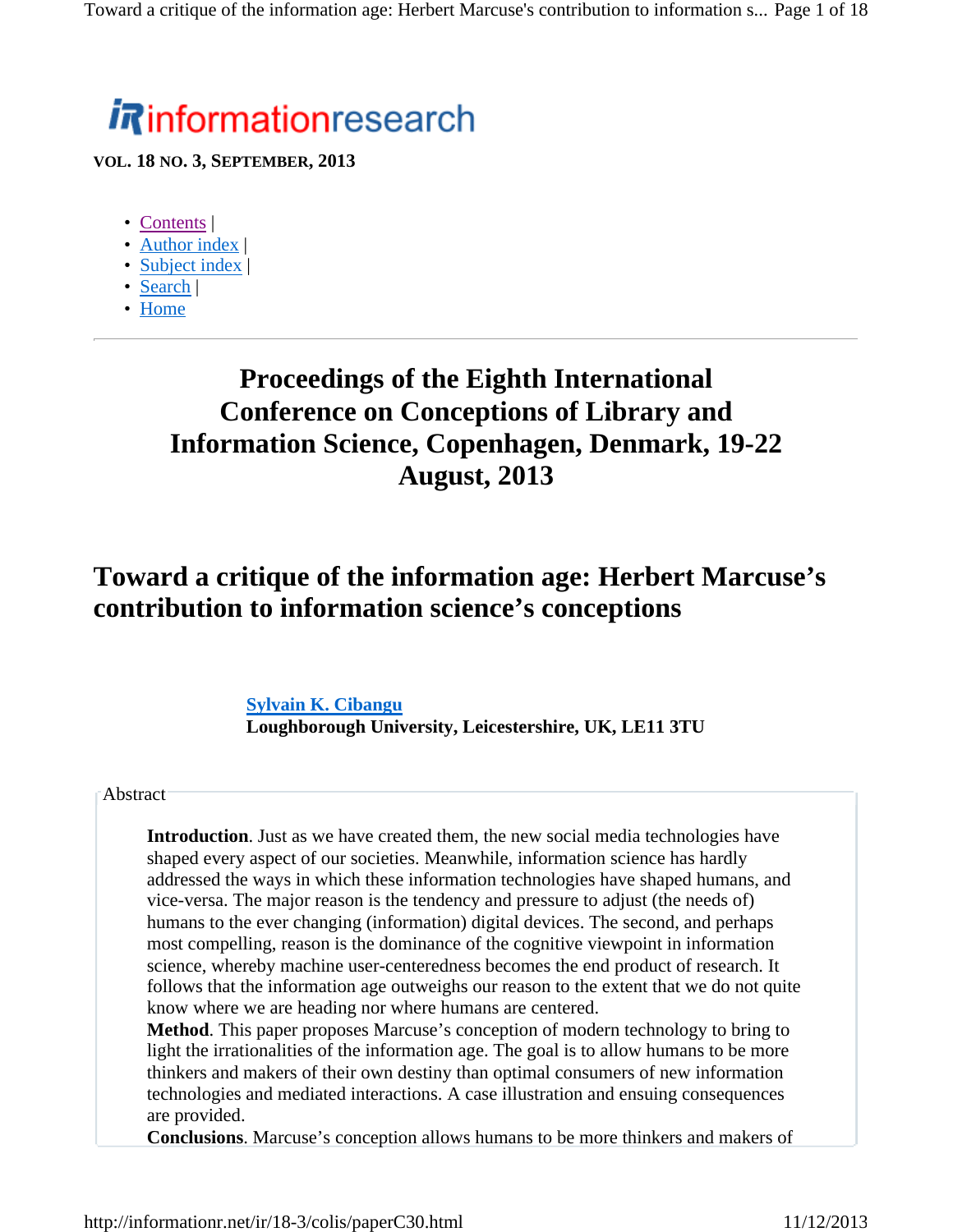informationresearch

**VOL. 18 NO. 3, SEPTEMBER, 2013**

- Contents |
- Author index |
- Subject index |
- Search |
- Home

---

## Proceedings of the Eighth International Conference on Conceptions of Library and Information Science, Copenhagen, Denmark, 19-22 August, 2013

# Toward a critique of the information age: Herbert Marcuse's contribution to information science's conceptions

**Sylvain K. Cibangu**
**Loughborough University, Leicestershire, UK, LE11 3TU**

Abstract

**Introduction**. Just as we have created them, the new social media technologies have shaped every aspect of our societies. Meanwhile, information science has hardly addressed the ways in which these information technologies have shaped humans, and vice-versa. The major reason is the tendency and pressure to adjust (the needs of) humans to the ever changing (information) digital devices. The second, and perhaps most compelling, reason is the dominance of the cognitive viewpoint in information science, whereby machine user-centeredness becomes the end product of research. It follows that the information age outweighs our reason to the extent that we do not quite know where we are heading nor where humans are centered.
**Method**. This paper proposes Marcuse's conception of modern technology to bring to light the irrationalities of the information age. The goal is to allow humans to be more thinkers and makers of their own destiny than optimal consumers of new information technologies and mediated interactions. A case illustration and ensuing consequences are provided.
**Conclusions**. Marcuse's conception allows humans to be more thinkers and makers of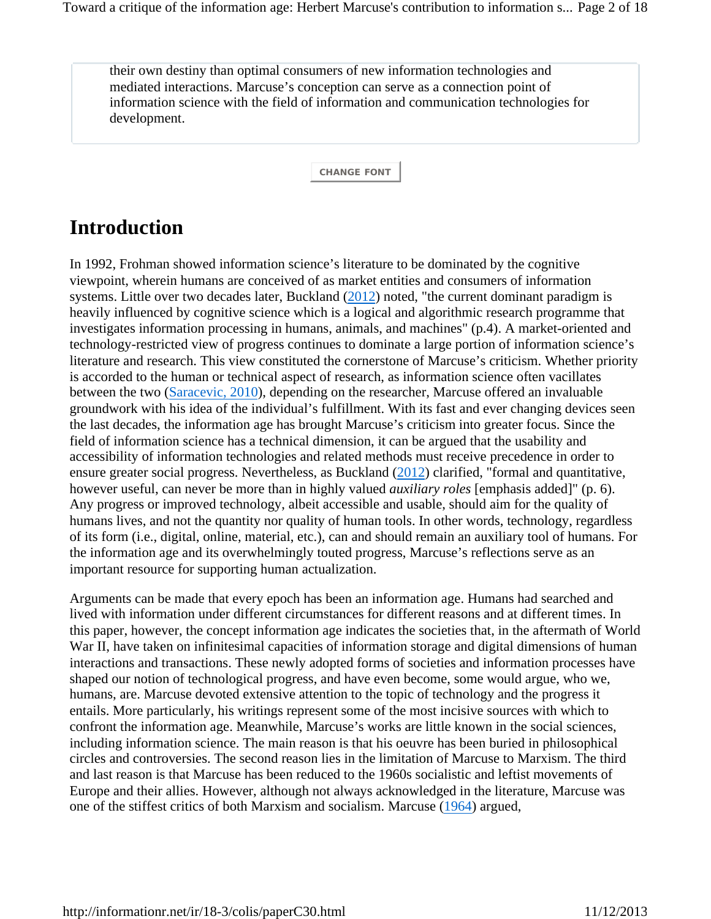their own destiny than optimal consumers of new information technologies and mediated interactions. Marcuse's conception can serve as a connection point of information science with the field of information and communication technologies for development.

CHANGE FONT

## Introduction

In 1992, Frohman showed information science's literature to be dominated by the cognitive viewpoint, wherein humans are conceived of as market entities and consumers of information systems. Little over two decades later, Buckland (2012) noted, "the current dominant paradigm is heavily influenced by cognitive science which is a logical and algorithmic research programme that investigates information processing in humans, animals, and machines" (p.4). A market-oriented and technology-restricted view of progress continues to dominate a large portion of information science's literature and research. This view constituted the cornerstone of Marcuse's criticism. Whether priority is accorded to the human or technical aspect of research, as information science often vacillates between the two (Saracevic, 2010), depending on the researcher, Marcuse offered an invaluable groundwork with his idea of the individual's fulfillment. With its fast and ever changing devices seen the last decades, the information age has brought Marcuse's criticism into greater focus. Since the field of information science has a technical dimension, it can be argued that the usability and accessibility of information technologies and related methods must receive precedence in order to ensure greater social progress. Nevertheless, as Buckland (2012) clarified, "formal and quantitative, however useful, can never be more than in highly valued *auxiliary roles* [emphasis added]" (p. 6). Any progress or improved technology, albeit accessible and usable, should aim for the quality of humans lives, and not the quantity nor quality of human tools. In other words, technology, regardless of its form (i.e., digital, online, material, etc.), can and should remain an auxiliary tool of humans. For the information age and its overwhelmingly touted progress, Marcuse's reflections serve as an important resource for supporting human actualization.

Arguments can be made that every epoch has been an information age. Humans had searched and lived with information under different circumstances for different reasons and at different times. In this paper, however, the concept information age indicates the societies that, in the aftermath of World War II, have taken on infinitesimal capacities of information storage and digital dimensions of human interactions and transactions. These newly adopted forms of societies and information processes have shaped our notion of technological progress, and have even become, some would argue, who we, humans, are. Marcuse devoted extensive attention to the topic of technology and the progress it entails. More particularly, his writings represent some of the most incisive sources with which to confront the information age. Meanwhile, Marcuse's works are little known in the social sciences, including information science. The main reason is that his oeuvre has been buried in philosophical circles and controversies. The second reason lies in the limitation of Marcuse to Marxism. The third and last reason is that Marcuse has been reduced to the 1960s socialistic and leftist movements of Europe and their allies. However, although not always acknowledged in the literature, Marcuse was one of the stiffest critics of both Marxism and socialism. Marcuse (1964) argued,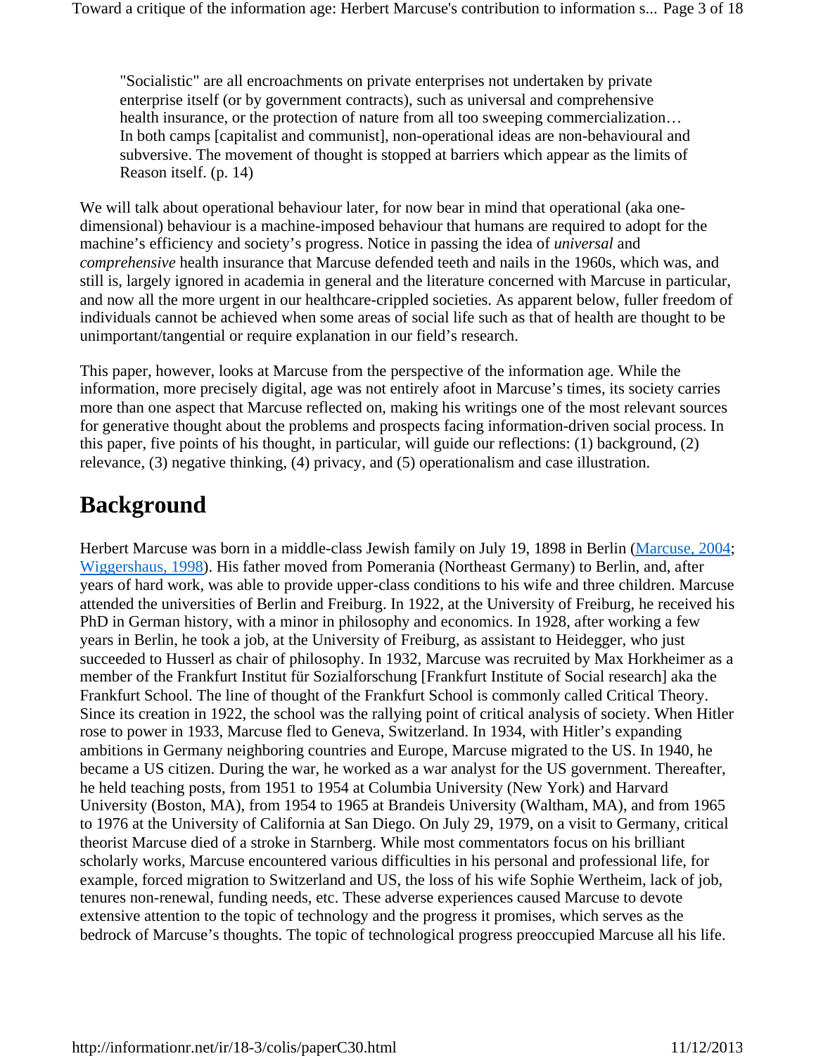> "Socialistic" are all encroachments on private enterprises not undertaken by private enterprise itself (or by government contracts), such as universal and comprehensive health insurance, or the protection of nature from all too sweeping commercialization… In both camps [capitalist and communist], non-operational ideas are non-behavioural and subversive. The movement of thought is stopped at barriers which appear as the limits of Reason itself. (p. 14)

We will talk about operational behaviour later, for now bear in mind that operational (aka one-dimensional) behaviour is a machine-imposed behaviour that humans are required to adopt for the machine's efficiency and society's progress. Notice in passing the idea of *universal* and *comprehensive* health insurance that Marcuse defended teeth and nails in the 1960s, which was, and still is, largely ignored in academia in general and the literature concerned with Marcuse in particular, and now all the more urgent in our healthcare-crippled societies. As apparent below, fuller freedom of individuals cannot be achieved when some areas of social life such as that of health are thought to be unimportant/tangential or require explanation in our field's research.

This paper, however, looks at Marcuse from the perspective of the information age. While the information, more precisely digital, age was not entirely afoot in Marcuse's times, its society carries more than one aspect that Marcuse reflected on, making his writings one of the most relevant sources for generative thought about the problems and prospects facing information-driven social process. In this paper, five points of his thought, in particular, will guide our reflections: (1) background, (2) relevance, (3) negative thinking, (4) privacy, and (5) operationalism and case illustration.

## Background

Herbert Marcuse was born in a middle-class Jewish family on July 19, 1898 in Berlin (Marcuse, 2004; Wiggershaus, 1998). His father moved from Pomerania (Northeast Germany) to Berlin, and, after years of hard work, was able to provide upper-class conditions to his wife and three children. Marcuse attended the universities of Berlin and Freiburg. In 1922, at the University of Freiburg, he received his PhD in German history, with a minor in philosophy and economics. In 1928, after working a few years in Berlin, he took a job, at the University of Freiburg, as assistant to Heidegger, who just succeeded to Husserl as chair of philosophy. In 1932, Marcuse was recruited by Max Horkheimer as a member of the Frankfurt Institut für Sozialforschung [Frankfurt Institute of Social research] aka the Frankfurt School. The line of thought of the Frankfurt School is commonly called Critical Theory. Since its creation in 1922, the school was the rallying point of critical analysis of society. When Hitler rose to power in 1933, Marcuse fled to Geneva, Switzerland. In 1934, with Hitler's expanding ambitions in Germany neighboring countries and Europe, Marcuse migrated to the US. In 1940, he became a US citizen. During the war, he worked as a war analyst for the US government. Thereafter, he held teaching posts, from 1951 to 1954 at Columbia University (New York) and Harvard University (Boston, MA), from 1954 to 1965 at Brandeis University (Waltham, MA), and from 1965 to 1976 at the University of California at San Diego. On July 29, 1979, on a visit to Germany, critical theorist Marcuse died of a stroke in Starnberg. While most commentators focus on his brilliant scholarly works, Marcuse encountered various difficulties in his personal and professional life, for example, forced migration to Switzerland and US, the loss of his wife Sophie Wertheim, lack of job, tenures non-renewal, funding needs, etc. These adverse experiences caused Marcuse to devote extensive attention to the topic of technology and the progress it promises, which serves as the bedrock of Marcuse's thoughts. The topic of technological progress preoccupied Marcuse all his life.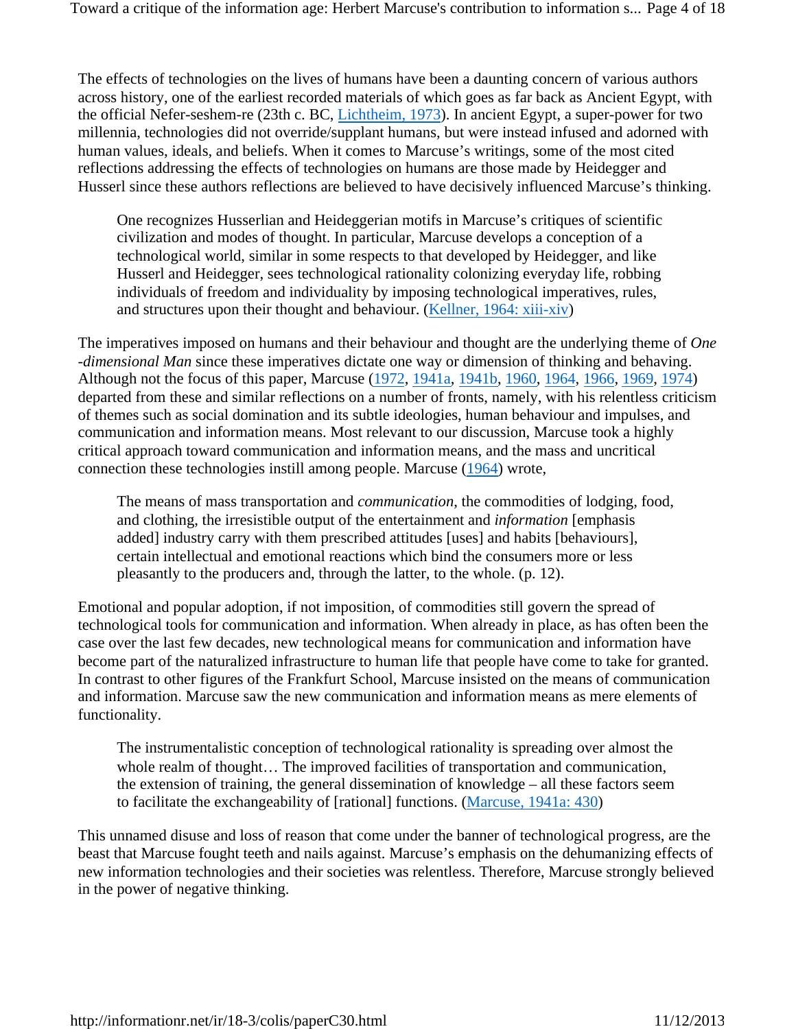The effects of technologies on the lives of humans have been a daunting concern of various authors across history, one of the earliest recorded materials of which goes as far back as Ancient Egypt, with the official Nefer-seshem-re (23th c. BC, Lichtheim, 1973). In ancient Egypt, a super-power for two millennia, technologies did not override/supplant humans, but were instead infused and adorned with human values, ideals, and beliefs. When it comes to Marcuse's writings, some of the most cited reflections addressing the effects of technologies on humans are those made by Heidegger and Husserl since these authors reflections are believed to have decisively influenced Marcuse's thinking.

> One recognizes Husserlian and Heideggerian motifs in Marcuse's critiques of scientific civilization and modes of thought. In particular, Marcuse develops a conception of a technological world, similar in some respects to that developed by Heidegger, and like Husserl and Heidegger, sees technological rationality colonizing everyday life, robbing individuals of freedom and individuality by imposing technological imperatives, rules, and structures upon their thought and behaviour. (Kellner, 1964: xiii-xiv)

The imperatives imposed on humans and their behaviour and thought are the underlying theme of *One -dimensional Man* since these imperatives dictate one way or dimension of thinking and behaving. Although not the focus of this paper, Marcuse (1972, 1941a, 1941b, 1960, 1964, 1966, 1969, 1974) departed from these and similar reflections on a number of fronts, namely, with his relentless criticism of themes such as social domination and its subtle ideologies, human behaviour and impulses, and communication and information means. Most relevant to our discussion, Marcuse took a highly critical approach toward communication and information means, and the mass and uncritical connection these technologies instill among people. Marcuse (1964) wrote,

> The means of mass transportation and *communication*, the commodities of lodging, food, and clothing, the irresistible output of the entertainment and *information* [emphasis added] industry carry with them prescribed attitudes [uses] and habits [behaviours], certain intellectual and emotional reactions which bind the consumers more or less pleasantly to the producers and, through the latter, to the whole. (p. 12).

Emotional and popular adoption, if not imposition, of commodities still govern the spread of technological tools for communication and information. When already in place, as has often been the case over the last few decades, new technological means for communication and information have become part of the naturalized infrastructure to human life that people have come to take for granted. In contrast to other figures of the Frankfurt School, Marcuse insisted on the means of communication and information. Marcuse saw the new communication and information means as mere elements of functionality.

> The instrumentalistic conception of technological rationality is spreading over almost the whole realm of thought… The improved facilities of transportation and communication, the extension of training, the general dissemination of knowledge – all these factors seem to facilitate the exchangeability of [rational] functions. (Marcuse, 1941a: 430)

This unnamed disuse and loss of reason that come under the banner of technological progress, are the beast that Marcuse fought teeth and nails against. Marcuse's emphasis on the dehumanizing effects of new information technologies and their societies was relentless. Therefore, Marcuse strongly believed in the power of negative thinking.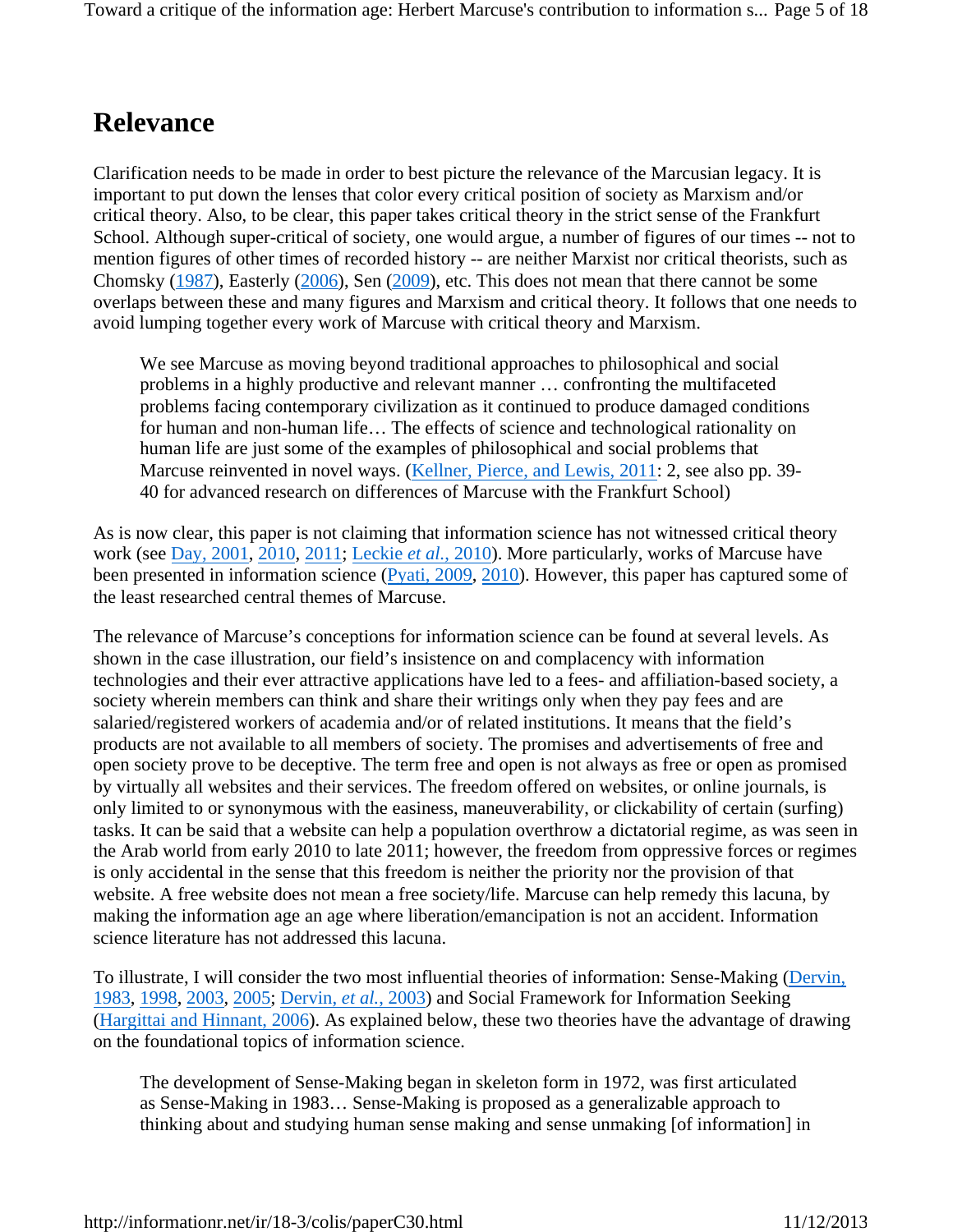# Relevance

Clarification needs to be made in order to best picture the relevance of the Marcusian legacy. It is important to put down the lenses that color every critical position of society as Marxism and/or critical theory. Also, to be clear, this paper takes critical theory in the strict sense of the Frankfurt School. Although super-critical of society, one would argue, a number of figures of our times -- not to mention figures of other times of recorded history -- are neither Marxist nor critical theorists, such as Chomsky (1987), Easterly (2006), Sen (2009), etc. This does not mean that there cannot be some overlaps between these and many figures and Marxism and critical theory. It follows that one needs to avoid lumping together every work of Marcuse with critical theory and Marxism.

> We see Marcuse as moving beyond traditional approaches to philosophical and social problems in a highly productive and relevant manner … confronting the multifaceted problems facing contemporary civilization as it continued to produce damaged conditions for human and non-human life… The effects of science and technological rationality on human life are just some of the examples of philosophical and social problems that Marcuse reinvented in novel ways. (Kellner, Pierce, and Lewis, 2011: 2, see also pp. 39-40 for advanced research on differences of Marcuse with the Frankfurt School)

As is now clear, this paper is not claiming that information science has not witnessed critical theory work (see Day, 2001, 2010, 2011; Leckie *et al.*, 2010). More particularly, works of Marcuse have been presented in information science (Pyati, 2009, 2010). However, this paper has captured some of the least researched central themes of Marcuse.

The relevance of Marcuse's conceptions for information science can be found at several levels. As shown in the case illustration, our field's insistence on and complacency with information technologies and their ever attractive applications have led to a fees- and affiliation-based society, a society wherein members can think and share their writings only when they pay fees and are salaried/registered workers of academia and/or of related institutions. It means that the field's products are not available to all members of society. The promises and advertisements of free and open society prove to be deceptive. The term free and open is not always as free or open as promised by virtually all websites and their services. The freedom offered on websites, or online journals, is only limited to or synonymous with the easiness, maneuverability, or clickability of certain (surfing) tasks. It can be said that a website can help a population overthrow a dictatorial regime, as was seen in the Arab world from early 2010 to late 2011; however, the freedom from oppressive forces or regimes is only accidental in the sense that this freedom is neither the priority nor the provision of that website. A free website does not mean a free society/life. Marcuse can help remedy this lacuna, by making the information age an age where liberation/emancipation is not an accident. Information science literature has not addressed this lacuna.

To illustrate, I will consider the two most influential theories of information: Sense-Making (Dervin, 1983, 1998, 2003, 2005; Dervin, *et al.*, 2003) and Social Framework for Information Seeking (Hargittai and Hinnant, 2006). As explained below, these two theories have the advantage of drawing on the foundational topics of information science.

> The development of Sense-Making began in skeleton form in 1972, was first articulated as Sense-Making in 1983… Sense-Making is proposed as a generalizable approach to thinking about and studying human sense making and sense unmaking [of information] in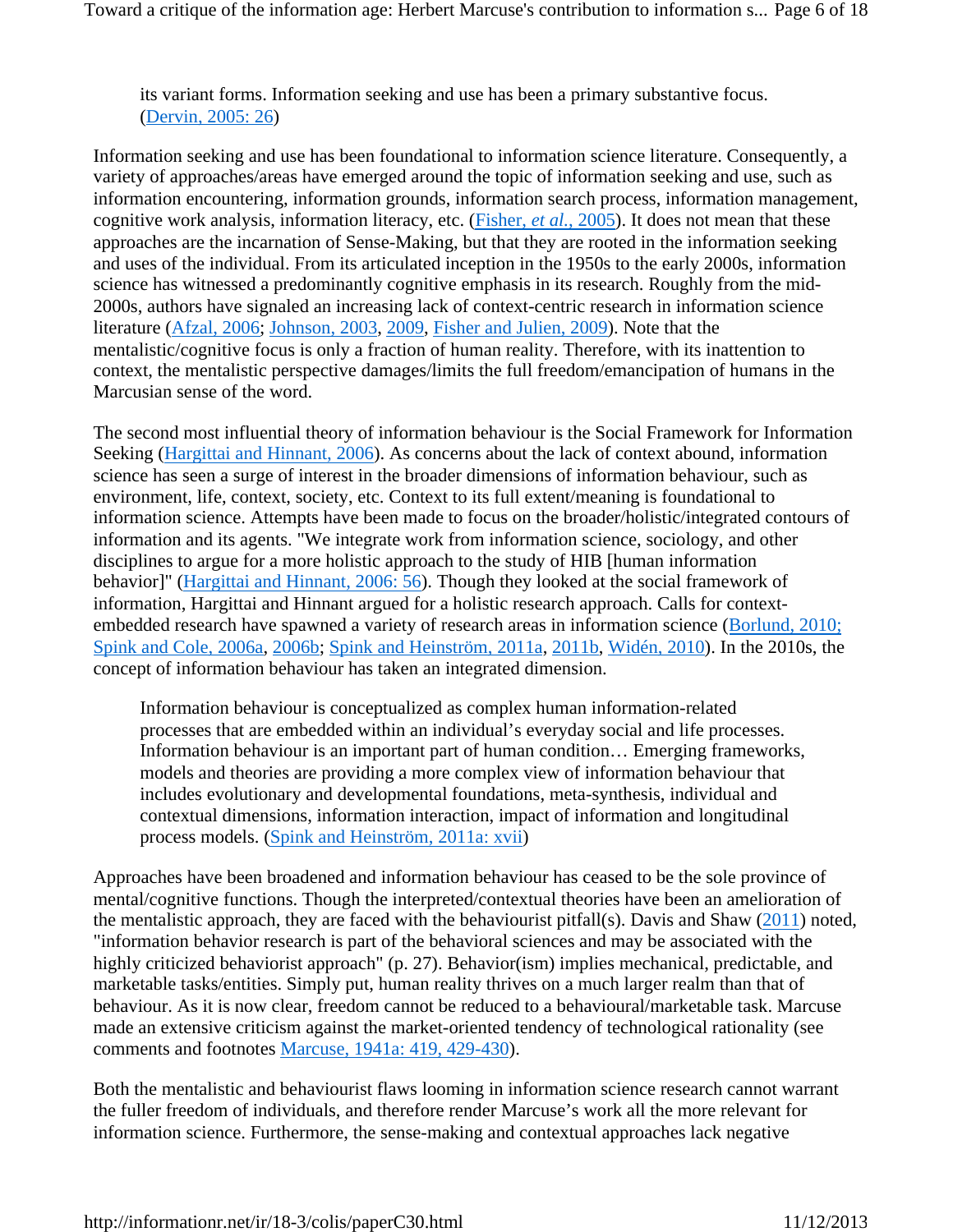> its variant forms. Information seeking and use has been a primary substantive focus. (Dervin, 2005: 26)

Information seeking and use has been foundational to information science literature. Consequently, a variety of approaches/areas have emerged around the topic of information seeking and use, such as information encountering, information grounds, information search process, information management, cognitive work analysis, information literacy, etc. (Fisher, *et al.*, 2005). It does not mean that these approaches are the incarnation of Sense-Making, but that they are rooted in the information seeking and uses of the individual. From its articulated inception in the 1950s to the early 2000s, information science has witnessed a predominantly cognitive emphasis in its research. Roughly from the mid-2000s, authors have signaled an increasing lack of context-centric research in information science literature (Afzal, 2006; Johnson, 2003, 2009, Fisher and Julien, 2009). Note that the mentalistic/cognitive focus is only a fraction of human reality. Therefore, with its inattention to context, the mentalistic perspective damages/limits the full freedom/emancipation of humans in the Marcusian sense of the word.

The second most influential theory of information behaviour is the Social Framework for Information Seeking (Hargittai and Hinnant, 2006). As concerns about the lack of context abound, information science has seen a surge of interest in the broader dimensions of information behaviour, such as environment, life, context, society, etc. Context to its full extent/meaning is foundational to information science. Attempts have been made to focus on the broader/holistic/integrated contours of information and its agents. "We integrate work from information science, sociology, and other disciplines to argue for a more holistic approach to the study of HIB [human information behavior]" (Hargittai and Hinnant, 2006: 56). Though they looked at the social framework of information, Hargittai and Hinnant argued for a holistic research approach. Calls for context-embedded research have spawned a variety of research areas in information science (Borlund, 2010; Spink and Cole, 2006a, 2006b; Spink and Heinström, 2011a, 2011b, Widén, 2010). In the 2010s, the concept of information behaviour has taken an integrated dimension.

> Information behaviour is conceptualized as complex human information-related processes that are embedded within an individual's everyday social and life processes. Information behaviour is an important part of human condition… Emerging frameworks, models and theories are providing a more complex view of information behaviour that includes evolutionary and developmental foundations, meta-synthesis, individual and contextual dimensions, information interaction, impact of information and longitudinal process models. (Spink and Heinström, 2011a: xvii)

Approaches have been broadened and information behaviour has ceased to be the sole province of mental/cognitive functions. Though the interpreted/contextual theories have been an amelioration of the mentalistic approach, they are faced with the behaviourist pitfall(s). Davis and Shaw (2011) noted, "information behavior research is part of the behavioral sciences and may be associated with the highly criticized behaviorist approach" (p. 27). Behavior(ism) implies mechanical, predictable, and marketable tasks/entities. Simply put, human reality thrives on a much larger realm than that of behaviour. As it is now clear, freedom cannot be reduced to a behavioural/marketable task. Marcuse made an extensive criticism against the market-oriented tendency of technological rationality (see comments and footnotes Marcuse, 1941a: 419, 429-430).

Both the mentalistic and behaviourist flaws looming in information science research cannot warrant the fuller freedom of individuals, and therefore render Marcuse's work all the more relevant for information science. Furthermore, the sense-making and contextual approaches lack negative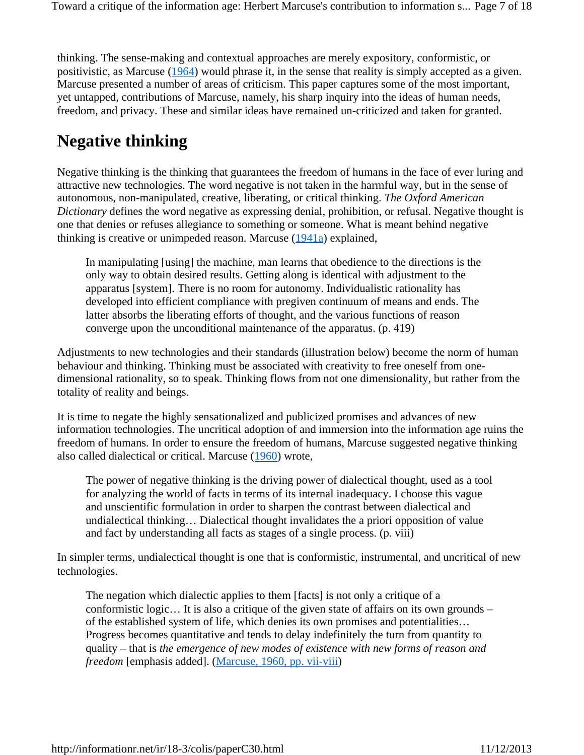thinking. The sense-making and contextual approaches are merely expository, conformistic, or positivistic, as Marcuse (1964) would phrase it, in the sense that reality is simply accepted as a given. Marcuse presented a number of areas of criticism. This paper captures some of the most important, yet untapped, contributions of Marcuse, namely, his sharp inquiry into the ideas of human needs, freedom, and privacy. These and similar ideas have remained un-criticized and taken for granted.

## Negative thinking

Negative thinking is the thinking that guarantees the freedom of humans in the face of ever luring and attractive new technologies. The word negative is not taken in the harmful way, but in the sense of autonomous, non-manipulated, creative, liberating, or critical thinking. *The Oxford American Dictionary* defines the word negative as expressing denial, prohibition, or refusal. Negative thought is one that denies or refuses allegiance to something or someone. What is meant behind negative thinking is creative or unimpeded reason. Marcuse (1941a) explained,

> In manipulating [using] the machine, man learns that obedience to the directions is the only way to obtain desired results. Getting along is identical with adjustment to the apparatus [system]. There is no room for autonomy. Individualistic rationality has developed into efficient compliance with pregiven continuum of means and ends. The latter absorbs the liberating efforts of thought, and the various functions of reason converge upon the unconditional maintenance of the apparatus. (p. 419)

Adjustments to new technologies and their standards (illustration below) become the norm of human behaviour and thinking. Thinking must be associated with creativity to free oneself from one-dimensional rationality, so to speak. Thinking flows from not one dimensionality, but rather from the totality of reality and beings.

It is time to negate the highly sensationalized and publicized promises and advances of new information technologies. The uncritical adoption of and immersion into the information age ruins the freedom of humans. In order to ensure the freedom of humans, Marcuse suggested negative thinking also called dialectical or critical. Marcuse (1960) wrote,

> The power of negative thinking is the driving power of dialectical thought, used as a tool for analyzing the world of facts in terms of its internal inadequacy. I choose this vague and unscientific formulation in order to sharpen the contrast between dialectical and undialectical thinking… Dialectical thought invalidates the a priori opposition of value and fact by understanding all facts as stages of a single process. (p. viii)

In simpler terms, undialectical thought is one that is conformistic, instrumental, and uncritical of new technologies.

> The negation which dialectic applies to them [facts] is not only a critique of a conformistic logic… It is also a critique of the given state of affairs on its own grounds – of the established system of life, which denies its own promises and potentialities… Progress becomes quantitative and tends to delay indefinitely the turn from quantity to quality – that is *the emergence of new modes of existence with new forms of reason and freedom* [emphasis added]. (Marcuse, 1960, pp. vii-viii)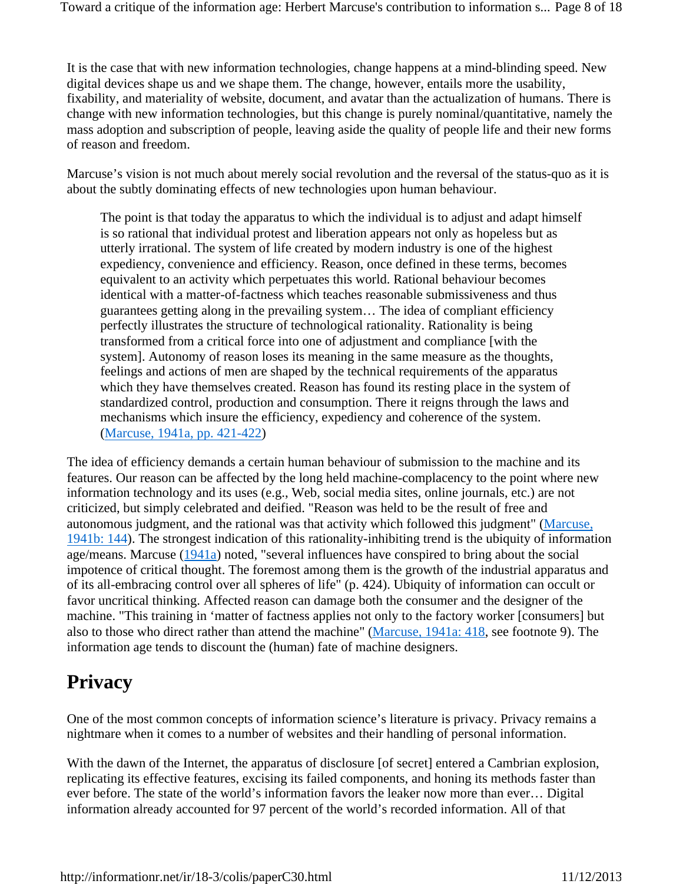It is the case that with new information technologies, change happens at a mind-blinding speed. New digital devices shape us and we shape them. The change, however, entails more the usability, fixability, and materiality of website, document, and avatar than the actualization of humans. There is change with new information technologies, but this change is purely nominal/quantitative, namely the mass adoption and subscription of people, leaving aside the quality of people life and their new forms of reason and freedom.

Marcuse's vision is not much about merely social revolution and the reversal of the status-quo as it is about the subtly dominating effects of new technologies upon human behaviour.

> The point is that today the apparatus to which the individual is to adjust and adapt himself is so rational that individual protest and liberation appears not only as hopeless but as utterly irrational. The system of life created by modern industry is one of the highest expediency, convenience and efficiency. Reason, once defined in these terms, becomes equivalent to an activity which perpetuates this world. Rational behaviour becomes identical with a matter-of-factness which teaches reasonable submissiveness and thus guarantees getting along in the prevailing system… The idea of compliant efficiency perfectly illustrates the structure of technological rationality. Rationality is being transformed from a critical force into one of adjustment and compliance [with the system]. Autonomy of reason loses its meaning in the same measure as the thoughts, feelings and actions of men are shaped by the technical requirements of the apparatus which they have themselves created. Reason has found its resting place in the system of standardized control, production and consumption. There it reigns through the laws and mechanisms which insure the efficiency, expediency and coherence of the system. (Marcuse, 1941a, pp. 421-422)

The idea of efficiency demands a certain human behaviour of submission to the machine and its features. Our reason can be affected by the long held machine-complacency to the point where new information technology and its uses (e.g., Web, social media sites, online journals, etc.) are not criticized, but simply celebrated and deified. "Reason was held to be the result of free and autonomous judgment, and the rational was that activity which followed this judgment" (Marcuse, 1941b: 144). The strongest indication of this rationality-inhibiting trend is the ubiquity of information age/means. Marcuse (1941a) noted, "several influences have conspired to bring about the social impotence of critical thought. The foremost among them is the growth of the industrial apparatus and of its all-embracing control over all spheres of life" (p. 424). Ubiquity of information can occult or favor uncritical thinking. Affected reason can damage both the consumer and the designer of the machine. "This training in 'matter of factness applies not only to the factory worker [consumers] but also to those who direct rather than attend the machine" (Marcuse, 1941a: 418, see footnote 9). The information age tends to discount the (human) fate of machine designers.

## Privacy

One of the most common concepts of information science's literature is privacy. Privacy remains a nightmare when it comes to a number of websites and their handling of personal information.

With the dawn of the Internet, the apparatus of disclosure [of secret] entered a Cambrian explosion, replicating its effective features, excising its failed components, and honing its methods faster than ever before. The state of the world's information favors the leaker now more than ever… Digital information already accounted for 97 percent of the world's recorded information. All of that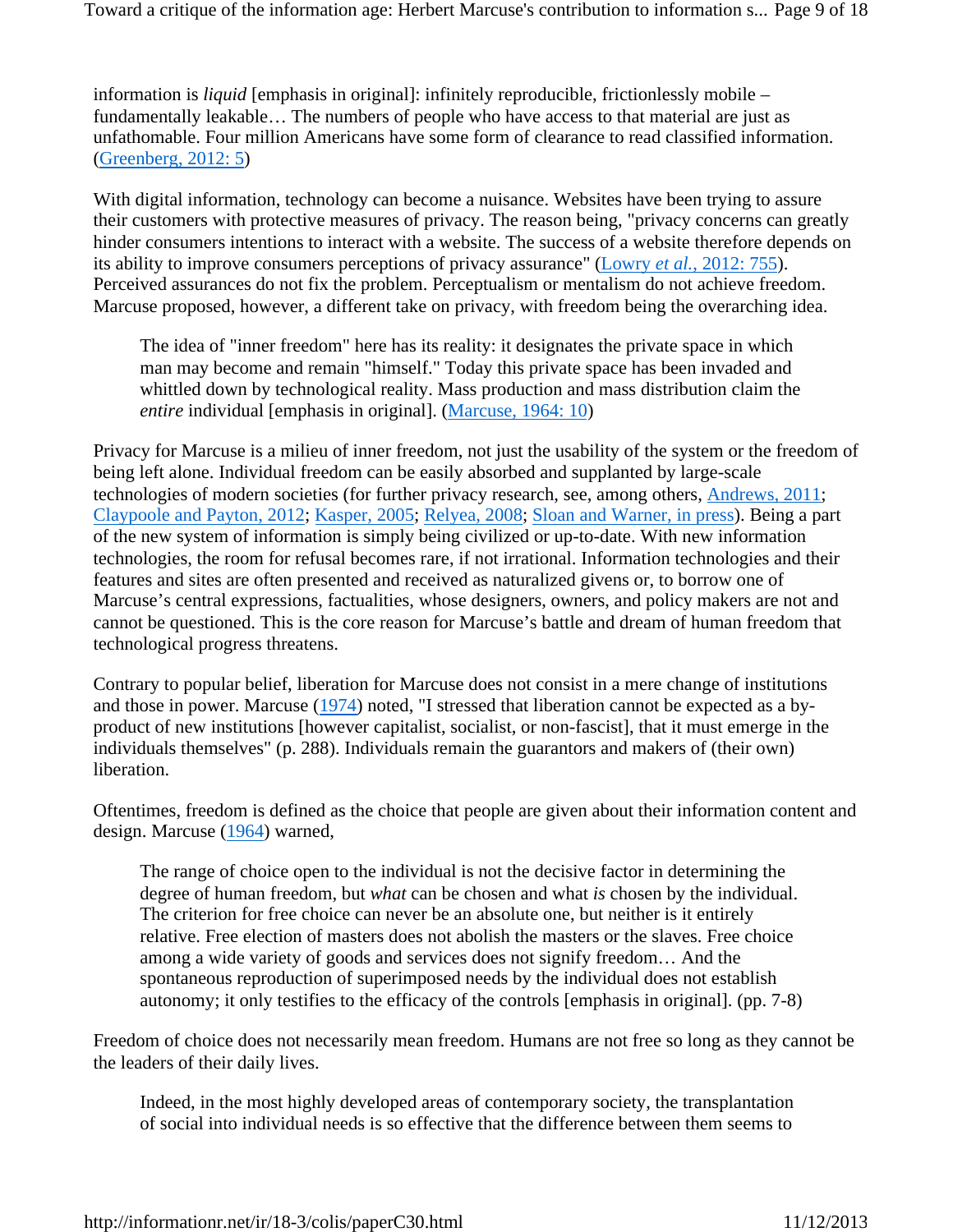information is *liquid* [emphasis in original]: infinitely reproducible, frictionlessly mobile – fundamentally leakable… The numbers of people who have access to that material are just as unfathomable. Four million Americans have some form of clearance to read classified information. (Greenberg, 2012: 5)

With digital information, technology can become a nuisance. Websites have been trying to assure their customers with protective measures of privacy. The reason being, "privacy concerns can greatly hinder consumers intentions to interact with a website. The success of a website therefore depends on its ability to improve consumers perceptions of privacy assurance" (Lowry *et al.*, 2012: 755). Perceived assurances do not fix the problem. Perceptualism or mentalism do not achieve freedom. Marcuse proposed, however, a different take on privacy, with freedom being the overarching idea.

> The idea of "inner freedom" here has its reality: it designates the private space in which man may become and remain "himself." Today this private space has been invaded and whittled down by technological reality. Mass production and mass distribution claim the *entire* individual [emphasis in original]. (Marcuse, 1964: 10)

Privacy for Marcuse is a milieu of inner freedom, not just the usability of the system or the freedom of being left alone. Individual freedom can be easily absorbed and supplanted by large-scale technologies of modern societies (for further privacy research, see, among others, Andrews, 2011; Claypoole and Payton, 2012; Kasper, 2005; Relyea, 2008; Sloan and Warner, in press). Being a part of the new system of information is simply being civilized or up-to-date. With new information technologies, the room for refusal becomes rare, if not irrational. Information technologies and their features and sites are often presented and received as naturalized givens or, to borrow one of Marcuse's central expressions, factualities, whose designers, owners, and policy makers are not and cannot be questioned. This is the core reason for Marcuse's battle and dream of human freedom that technological progress threatens.

Contrary to popular belief, liberation for Marcuse does not consist in a mere change of institutions and those in power. Marcuse (1974) noted, "I stressed that liberation cannot be expected as a by-product of new institutions [however capitalist, socialist, or non-fascist], that it must emerge in the individuals themselves" (p. 288). Individuals remain the guarantors and makers of (their own) liberation.

Oftentimes, freedom is defined as the choice that people are given about their information content and design. Marcuse (1964) warned,

> The range of choice open to the individual is not the decisive factor in determining the degree of human freedom, but *what* can be chosen and what *is* chosen by the individual. The criterion for free choice can never be an absolute one, but neither is it entirely relative. Free election of masters does not abolish the masters or the slaves. Free choice among a wide variety of goods and services does not signify freedom… And the spontaneous reproduction of superimposed needs by the individual does not establish autonomy; it only testifies to the efficacy of the controls [emphasis in original]. (pp. 7-8)

Freedom of choice does not necessarily mean freedom. Humans are not free so long as they cannot be the leaders of their daily lives.

> Indeed, in the most highly developed areas of contemporary society, the transplantation of social into individual needs is so effective that the difference between them seems to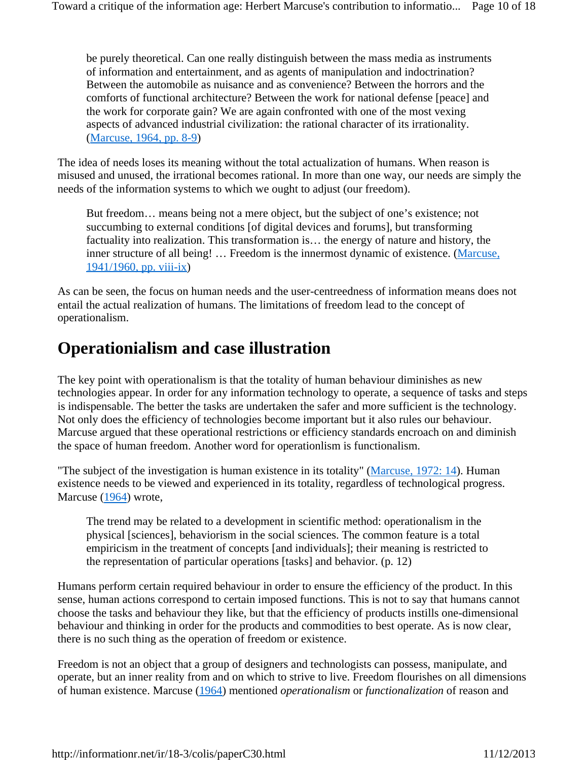> be purely theoretical. Can one really distinguish between the mass media as instruments of information and entertainment, and as agents of manipulation and indoctrination? Between the automobile as nuisance and as convenience? Between the horrors and the comforts of functional architecture? Between the work for national defense [peace] and the work for corporate gain? We are again confronted with one of the most vexing aspects of advanced industrial civilization: the rational character of its irrationality. (Marcuse, 1964, pp. 8-9)

The idea of needs loses its meaning without the total actualization of humans. When reason is misused and unused, the irrational becomes rational. In more than one way, our needs are simply the needs of the information systems to which we ought to adjust (our freedom).

> But freedom… means being not a mere object, but the subject of one's existence; not succumbing to external conditions [of digital devices and forums], but transforming factuality into realization. This transformation is… the energy of nature and history, the inner structure of all being! … Freedom is the innermost dynamic of existence. (Marcuse, 1941/1960, pp. viii-ix)

As can be seen, the focus on human needs and the user-centreedness of information means does not entail the actual realization of humans. The limitations of freedom lead to the concept of operationalism.

## Operationialism and case illustration

The key point with operationalism is that the totality of human behaviour diminishes as new technologies appear. In order for any information technology to operate, a sequence of tasks and steps is indispensable. The better the tasks are undertaken the safer and more sufficient is the technology. Not only does the efficiency of technologies become important but it also rules our behaviour. Marcuse argued that these operational restrictions or efficiency standards encroach on and diminish the space of human freedom. Another word for operationlism is functionalism.

"The subject of the investigation is human existence in its totality" (Marcuse, 1972: 14). Human existence needs to be viewed and experienced in its totality, regardless of technological progress. Marcuse (1964) wrote,

> The trend may be related to a development in scientific method: operationalism in the physical [sciences], behaviorism in the social sciences. The common feature is a total empiricism in the treatment of concepts [and individuals]; their meaning is restricted to the representation of particular operations [tasks] and behavior. (p. 12)

Humans perform certain required behaviour in order to ensure the efficiency of the product. In this sense, human actions correspond to certain imposed functions. This is not to say that humans cannot choose the tasks and behaviour they like, but that the efficiency of products instills one-dimensional behaviour and thinking in order for the products and commodities to best operate. As is now clear, there is no such thing as the operation of freedom or existence.

Freedom is not an object that a group of designers and technologists can possess, manipulate, and operate, but an inner reality from and on which to strive to live. Freedom flourishes on all dimensions of human existence. Marcuse (1964) mentioned *operationalism* or *functionalization* of reason and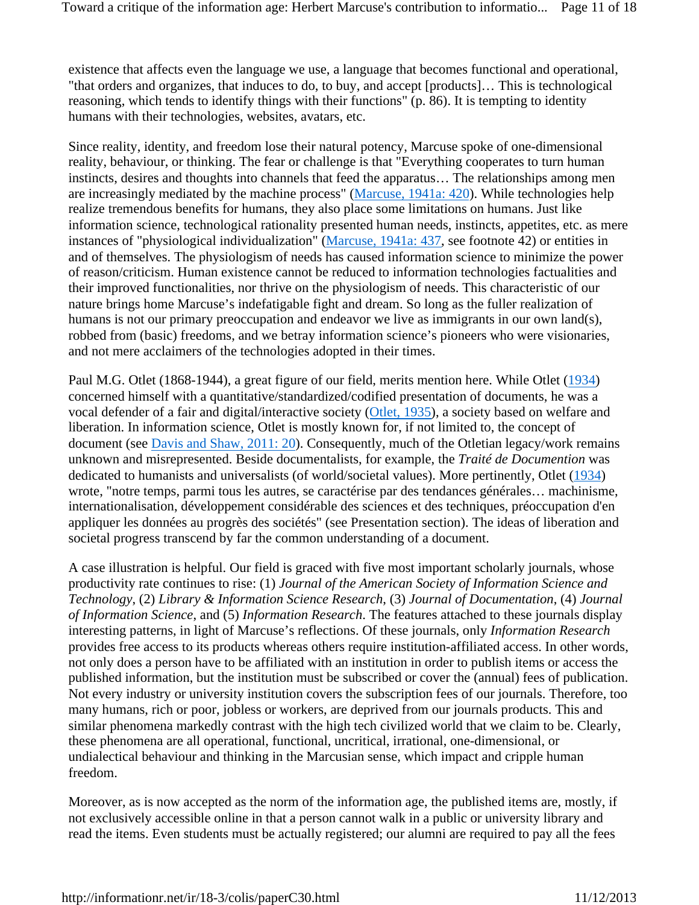existence that affects even the language we use, a language that becomes functional and operational, "that orders and organizes, that induces to do, to buy, and accept [products]… This is technological reasoning, which tends to identify things with their functions" (p. 86). It is tempting to identity humans with their technologies, websites, avatars, etc.

Since reality, identity, and freedom lose their natural potency, Marcuse spoke of one-dimensional reality, behaviour, or thinking. The fear or challenge is that "Everything cooperates to turn human instincts, desires and thoughts into channels that feed the apparatus… The relationships among men are increasingly mediated by the machine process" (Marcuse, 1941a: 420). While technologies help realize tremendous benefits for humans, they also place some limitations on humans. Just like information science, technological rationality presented human needs, instincts, appetites, etc. as mere instances of "physiological individualization" (Marcuse, 1941a: 437, see footnote 42) or entities in and of themselves. The physiologism of needs has caused information science to minimize the power of reason/criticism. Human existence cannot be reduced to information technologies factualities and their improved functionalities, nor thrive on the physiologism of needs. This characteristic of our nature brings home Marcuse's indefatigable fight and dream. So long as the fuller realization of humans is not our primary preoccupation and endeavor we live as immigrants in our own land(s), robbed from (basic) freedoms, and we betray information science's pioneers who were visionaries, and not mere acclaimers of the technologies adopted in their times.

Paul M.G. Otlet (1868-1944), a great figure of our field, merits mention here. While Otlet (1934) concerned himself with a quantitative/standardized/codified presentation of documents, he was a vocal defender of a fair and digital/interactive society (Otlet, 1935), a society based on welfare and liberation. In information science, Otlet is mostly known for, if not limited to, the concept of document (see Davis and Shaw, 2011: 20). Consequently, much of the Otletian legacy/work remains unknown and misrepresented. Beside documentalists, for example, the *Traité de Documention* was dedicated to humanists and universalists (of world/societal values). More pertinently, Otlet (1934) wrote, "notre temps, parmi tous les autres, se caractérise par des tendances générales… machinisme, internationalisation, développement considérable des sciences et des techniques, préoccupation d'en appliquer les données au progrès des sociétés" (see Presentation section). The ideas of liberation and societal progress transcend by far the common understanding of a document.

A case illustration is helpful. Our field is graced with five most important scholarly journals, whose productivity rate continues to rise: (1) *Journal of the American Society of Information Science and Technology*, (2) *Library & Information Science Research*, (3) *Journal of Documentation*, (4) *Journal of Information Science*, and (5) *Information Research*. The features attached to these journals display interesting patterns, in light of Marcuse's reflections. Of these journals, only *Information Research* provides free access to its products whereas others require institution-affiliated access. In other words, not only does a person have to be affiliated with an institution in order to publish items or access the published information, but the institution must be subscribed or cover the (annual) fees of publication. Not every industry or university institution covers the subscription fees of our journals. Therefore, too many humans, rich or poor, jobless or workers, are deprived from our journals products. This and similar phenomena markedly contrast with the high tech civilized world that we claim to be. Clearly, these phenomena are all operational, functional, uncritical, irrational, one-dimensional, or undialectical behaviour and thinking in the Marcusian sense, which impact and cripple human freedom.

Moreover, as is now accepted as the norm of the information age, the published items are, mostly, if not exclusively accessible online in that a person cannot walk in a public or university library and read the items. Even students must be actually registered; our alumni are required to pay all the fees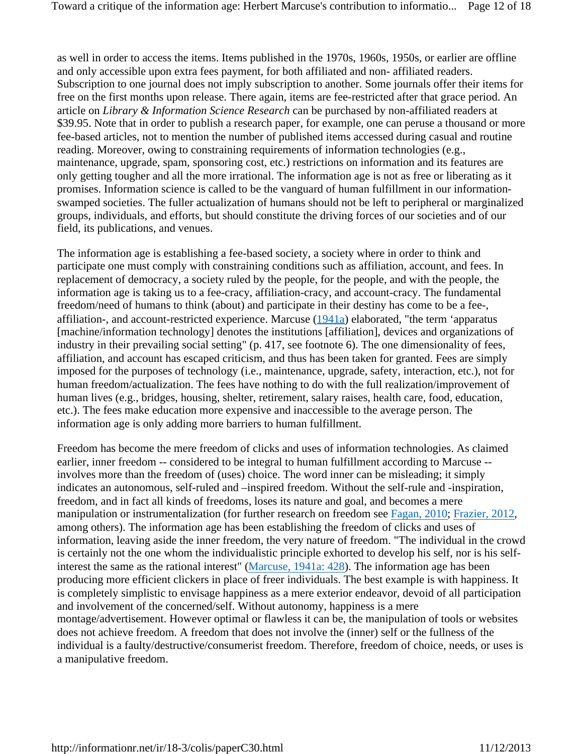as well in order to access the items. Items published in the 1970s, 1960s, 1950s, or earlier are offline and only accessible upon extra fees payment, for both affiliated and non- affiliated readers. Subscription to one journal does not imply subscription to another. Some journals offer their items for free on the first months upon release. There again, items are fee-restricted after that grace period. An article on *Library & Information Science Research* can be purchased by non-affiliated readers at $39.95. Note that in order to publish a research paper, for example, one can peruse a thousand or more fee-based articles, not to mention the number of published items accessed during casual and routine reading. Moreover, owing to constraining requirements of information technologies (e.g., maintenance, upgrade, spam, sponsoring cost, etc.) restrictions on information and its features are only getting tougher and all the more irrational. The information age is not as free or liberating as it promises. Information science is called to be the vanguard of human fulfillment in our information-swamped societies. The fuller actualization of humans should not be left to peripheral or marginalized groups, individuals, and efforts, but should constitute the driving forces of our societies and of our field, its publications, and venues.

The information age is establishing a fee-based society, a society where in order to think and participate one must comply with constraining conditions such as affiliation, account, and fees. In replacement of democracy, a society ruled by the people, for the people, and with the people, the information age is taking us to a fee-cracy, affiliation-cracy, and account-cracy. The fundamental freedom/need of humans to think (about) and participate in their destiny has come to be a fee-, affiliation-, and account-restricted experience. Marcuse (1941a) elaborated, "the term 'apparatus [machine/information technology] denotes the institutions [affiliation], devices and organizations of industry in their prevailing social setting" (p. 417, see footnote 6). The one dimensionality of fees, affiliation, and account has escaped criticism, and thus has been taken for granted. Fees are simply imposed for the purposes of technology (i.e., maintenance, upgrade, safety, interaction, etc.), not for human freedom/actualization. The fees have nothing to do with the full realization/improvement of human lives (e.g., bridges, housing, shelter, retirement, salary raises, health care, food, education, etc.). The fees make education more expensive and inaccessible to the average person. The information age is only adding more barriers to human fulfillment.

Freedom has become the mere freedom of clicks and uses of information technologies. As claimed earlier, inner freedom -- considered to be integral to human fulfillment according to Marcuse -- involves more than the freedom of (uses) choice. The word inner can be misleading; it simply indicates an autonomous, self-ruled and –inspired freedom. Without the self-rule and -inspiration, freedom, and in fact all kinds of freedoms, loses its nature and goal, and becomes a mere manipulation or instrumentalization (for further research on freedom see Fagan, 2010; Frazier, 2012, among others). The information age has been establishing the freedom of clicks and uses of information, leaving aside the inner freedom, the very nature of freedom. "The individual in the crowd is certainly not the one whom the individualistic principle exhorted to develop his self, nor is his self-interest the same as the rational interest" (Marcuse, 1941a: 428). The information age has been producing more efficient clickers in place of freer individuals. The best example is with happiness. It is completely simplistic to envisage happiness as a mere exterior endeavor, devoid of all participation and involvement of the concerned/self. Without autonomy, happiness is a mere montage/advertisement. However optimal or flawless it can be, the manipulation of tools or websites does not achieve freedom. A freedom that does not involve the (inner) self or the fullness of the individual is a faulty/destructive/consumerist freedom. Therefore, freedom of choice, needs, or uses is a manipulative freedom.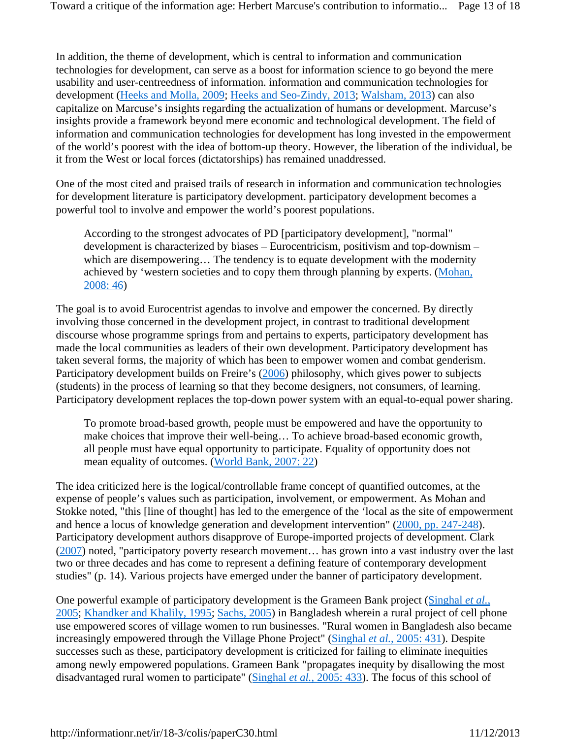In addition, the theme of development, which is central to information and communication technologies for development, can serve as a boost for information science to go beyond the mere usability and user-centreedness of information. information and communication technologies for development (Heeks and Molla, 2009; Heeks and Seo-Zindy, 2013; Walsham, 2013) can also capitalize on Marcuse's insights regarding the actualization of humans or development. Marcuse's insights provide a framework beyond mere economic and technological development. The field of information and communication technologies for development has long invested in the empowerment of the world's poorest with the idea of bottom-up theory. However, the liberation of the individual, be it from the West or local forces (dictatorships) has remained unaddressed.

One of the most cited and praised trails of research in information and communication technologies for development literature is participatory development. participatory development becomes a powerful tool to involve and empower the world's poorest populations.

> According to the strongest advocates of PD [participatory development], "normal" development is characterized by biases – Eurocentricism, positivism and top-downism – which are disempowering… The tendency is to equate development with the modernity achieved by 'western societies and to copy them through planning by experts. (Mohan, 2008: 46)

The goal is to avoid Eurocentrist agendas to involve and empower the concerned. By directly involving those concerned in the development project, in contrast to traditional development discourse whose programme springs from and pertains to experts, participatory development has made the local communities as leaders of their own development. Participatory development has taken several forms, the majority of which has been to empower women and combat genderism. Participatory development builds on Freire's (2006) philosophy, which gives power to subjects (students) in the process of learning so that they become designers, not consumers, of learning. Participatory development replaces the top-down power system with an equal-to-equal power sharing.

> To promote broad-based growth, people must be empowered and have the opportunity to make choices that improve their well-being… To achieve broad-based economic growth, all people must have equal opportunity to participate. Equality of opportunity does not mean equality of outcomes. (World Bank, 2007: 22)

The idea criticized here is the logical/controllable frame concept of quantified outcomes, at the expense of people's values such as participation, involvement, or empowerment. As Mohan and Stokke noted, "this [line of thought] has led to the emergence of the 'local as the site of empowerment and hence a locus of knowledge generation and development intervention" (2000, pp. 247-248). Participatory development authors disapprove of Europe-imported projects of development. Clark (2007) noted, "participatory poverty research movement… has grown into a vast industry over the last two or three decades and has come to represent a defining feature of contemporary development studies" (p. 14). Various projects have emerged under the banner of participatory development.

One powerful example of participatory development is the Grameen Bank project (Singhal *et al.*, 2005; Khandker and Khalily, 1995; Sachs, 2005) in Bangladesh wherein a rural project of cell phone use empowered scores of village women to run businesses. "Rural women in Bangladesh also became increasingly empowered through the Village Phone Project" (Singhal *et al.*, 2005: 431). Despite successes such as these, participatory development is criticized for failing to eliminate inequities among newly empowered populations. Grameen Bank "propagates inequity by disallowing the most disadvantaged rural women to participate" (Singhal *et al.*, 2005: 433). The focus of this school of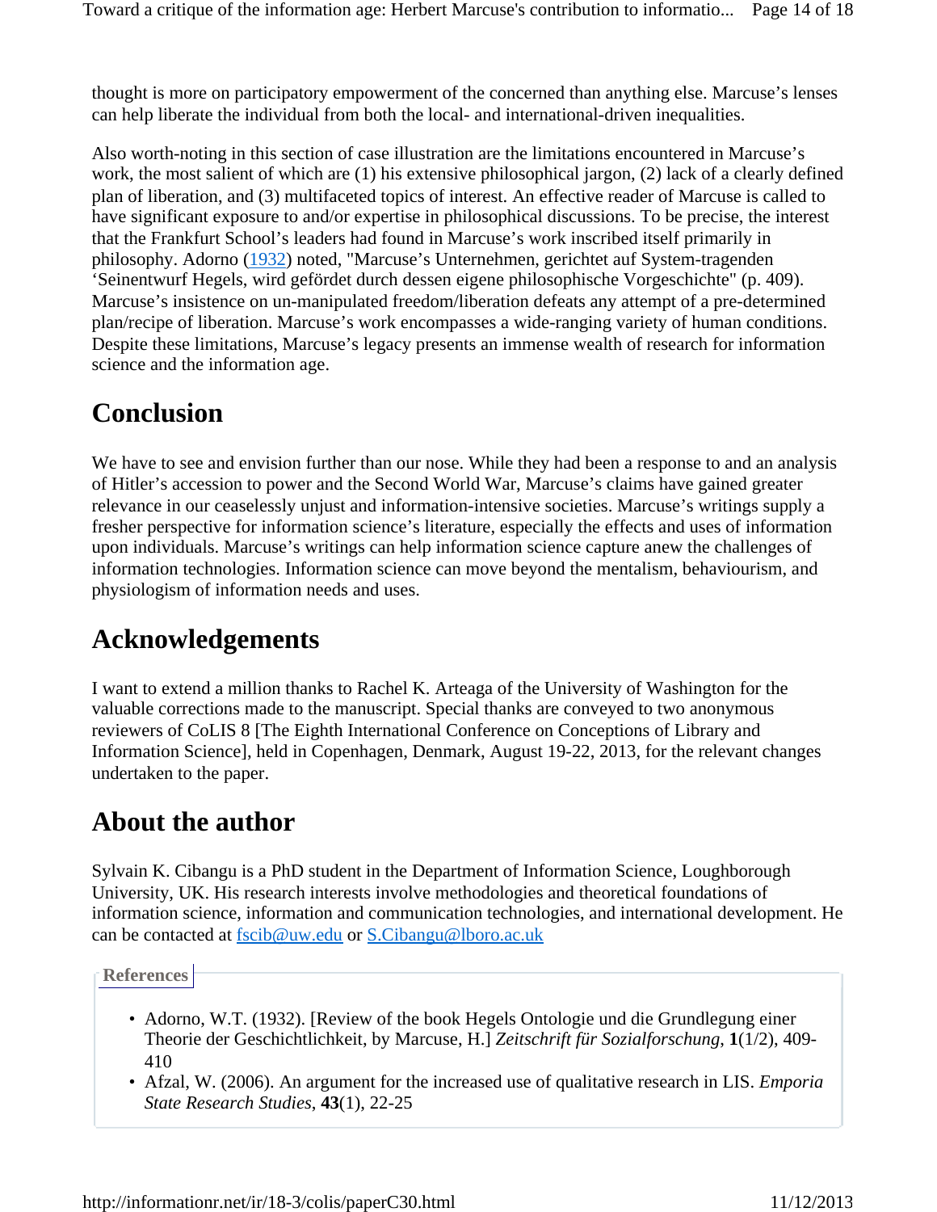thought is more on participatory empowerment of the concerned than anything else. Marcuse's lenses can help liberate the individual from both the local- and international-driven inequalities.

Also worth-noting in this section of case illustration are the limitations encountered in Marcuse's work, the most salient of which are (1) his extensive philosophical jargon, (2) lack of a clearly defined plan of liberation, and (3) multifaceted topics of interest. An effective reader of Marcuse is called to have significant exposure to and/or expertise in philosophical discussions. To be precise, the interest that the Frankfurt School's leaders had found in Marcuse's work inscribed itself primarily in philosophy. Adorno (1932) noted, "Marcuse's Unternehmen, gerichtet auf System-tragenden 'Seinentwurf Hegels, wird gefördet durch dessen eigene philosophische Vorgeschichte" (p. 409). Marcuse's insistence on un-manipulated freedom/liberation defeats any attempt of a pre-determined plan/recipe of liberation. Marcuse's work encompasses a wide-ranging variety of human conditions. Despite these limitations, Marcuse's legacy presents an immense wealth of research for information science and the information age.

## Conclusion

We have to see and envision further than our nose. While they had been a response to and an analysis of Hitler's accession to power and the Second World War, Marcuse's claims have gained greater relevance in our ceaselessly unjust and information-intensive societies. Marcuse's writings supply a fresher perspective for information science's literature, especially the effects and uses of information upon individuals. Marcuse's writings can help information science capture anew the challenges of information technologies. Information science can move beyond the mentalism, behaviourism, and physiologism of information needs and uses.

## Acknowledgements

I want to extend a million thanks to Rachel K. Arteaga of the University of Washington for the valuable corrections made to the manuscript. Special thanks are conveyed to two anonymous reviewers of CoLIS 8 [The Eighth International Conference on Conceptions of Library and Information Science], held in Copenhagen, Denmark, August 19-22, 2013, for the relevant changes undertaken to the paper.

## About the author

Sylvain K. Cibangu is a PhD student in the Department of Information Science, Loughborough University, UK. His research interests involve methodologies and theoretical foundations of information science, information and communication technologies, and international development. He can be contacted at fscib@uw.edu or S.Cibangu@lboro.ac.uk

**References**

- Adorno, W.T. (1932). [Review of the book Hegels Ontologie und die Grundlegung einer Theorie der Geschichtlichkeit, by Marcuse, H.] *Zeitschrift für Sozialforschung*, **1**(1/2), 409-410
- Afzal, W. (2006). An argument for the increased use of qualitative research in LIS. *Emporia State Research Studies*, **43**(1), 22-25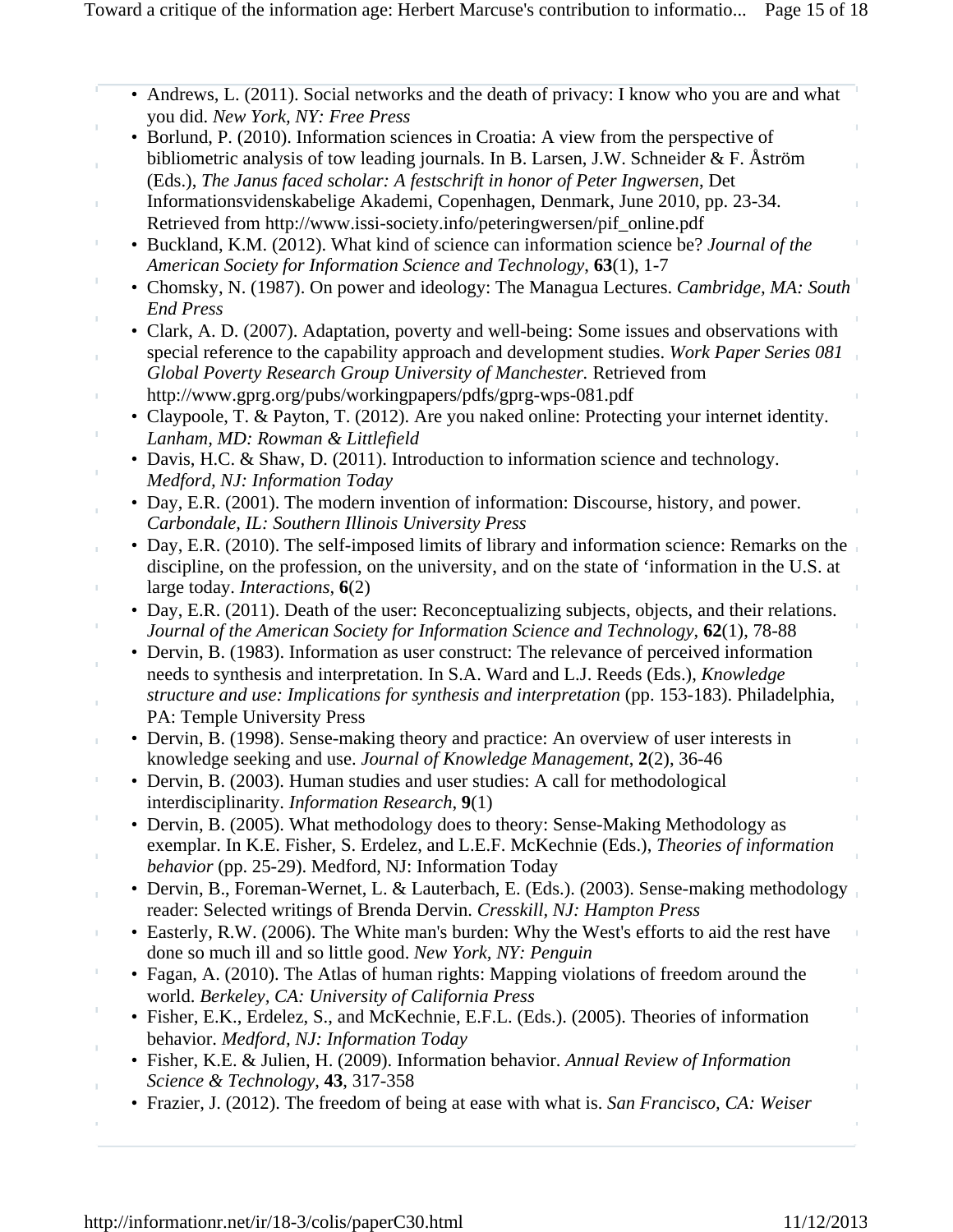- Andrews, L. (2011). Social networks and the death of privacy: I know who you are and what you did. *New York, NY: Free Press*
- Borlund, P. (2010). Information sciences in Croatia: A view from the perspective of bibliometric analysis of tow leading journals. In B. Larsen, J.W. Schneider & F. Åström (Eds.), *The Janus faced scholar: A festschrift in honor of Peter Ingwersen*, Det Informationsvidenskabelige Akademi, Copenhagen, Denmark, June 2010, pp. 23-34. Retrieved from http://www.issi-society.info/peteringwersen/pif_online.pdf
- Buckland, K.M. (2012). What kind of science can information science be? *Journal of the American Society for Information Science and Technology*, **63**(1), 1-7
- Chomsky, N. (1987). On power and ideology: The Managua Lectures. *Cambridge, MA: South End Press*
- Clark, A. D. (2007). Adaptation, poverty and well-being: Some issues and observations with special reference to the capability approach and development studies. *Work Paper Series 081 Global Poverty Research Group University of Manchester.* Retrieved from http://www.gprg.org/pubs/workingpapers/pdfs/gprg-wps-081.pdf
- Claypoole, T. & Payton, T. (2012). Are you naked online: Protecting your internet identity. *Lanham, MD: Rowman & Littlefield*
- Davis, H.C. & Shaw, D. (2011). Introduction to information science and technology. *Medford, NJ: Information Today*
- Day, E.R. (2001). The modern invention of information: Discourse, history, and power. *Carbondale, IL: Southern Illinois University Press*
- Day, E.R. (2010). The self-imposed limits of library and information science: Remarks on the discipline, on the profession, on the university, and on the state of 'information in the U.S. at large today. *Interactions*, **6**(2)
- Day, E.R. (2011). Death of the user: Reconceptualizing subjects, objects, and their relations. *Journal of the American Society for Information Science and Technology*, **62**(1), 78-88
- Dervin, B. (1983). Information as user construct: The relevance of perceived information needs to synthesis and interpretation. In S.A. Ward and L.J. Reeds (Eds.), *Knowledge structure and use: Implications for synthesis and interpretation* (pp. 153-183). Philadelphia, PA: Temple University Press
- Dervin, B. (1998). Sense-making theory and practice: An overview of user interests in knowledge seeking and use. *Journal of Knowledge Management*, **2**(2), 36-46
- Dervin, B. (2003). Human studies and user studies: A call for methodological interdisciplinarity. *Information Research*, **9**(1)
- Dervin, B. (2005). What methodology does to theory: Sense-Making Methodology as exemplar. In K.E. Fisher, S. Erdelez, and L.E.F. McKechnie (Eds.), *Theories of information behavior* (pp. 25-29). Medford, NJ: Information Today
- Dervin, B., Foreman-Wernet, L. & Lauterbach, E. (Eds.). (2003). Sense-making methodology reader: Selected writings of Brenda Dervin. *Cresskill, NJ: Hampton Press*
- Easterly, R.W. (2006). The White man's burden: Why the West's efforts to aid the rest have done so much ill and so little good. *New York, NY: Penguin*
- Fagan, A. (2010). The Atlas of human rights: Mapping violations of freedom around the world. *Berkeley, CA: University of California Press*
- Fisher, E.K., Erdelez, S., and McKechnie, E.F.L. (Eds.). (2005). Theories of information behavior. *Medford, NJ: Information Today*
- Fisher, K.E. & Julien, H. (2009). Information behavior. *Annual Review of Information Science & Technology*, **43**, 317-358
- Frazier, J. (2012). The freedom of being at ease with what is. *San Francisco, CA: Weiser*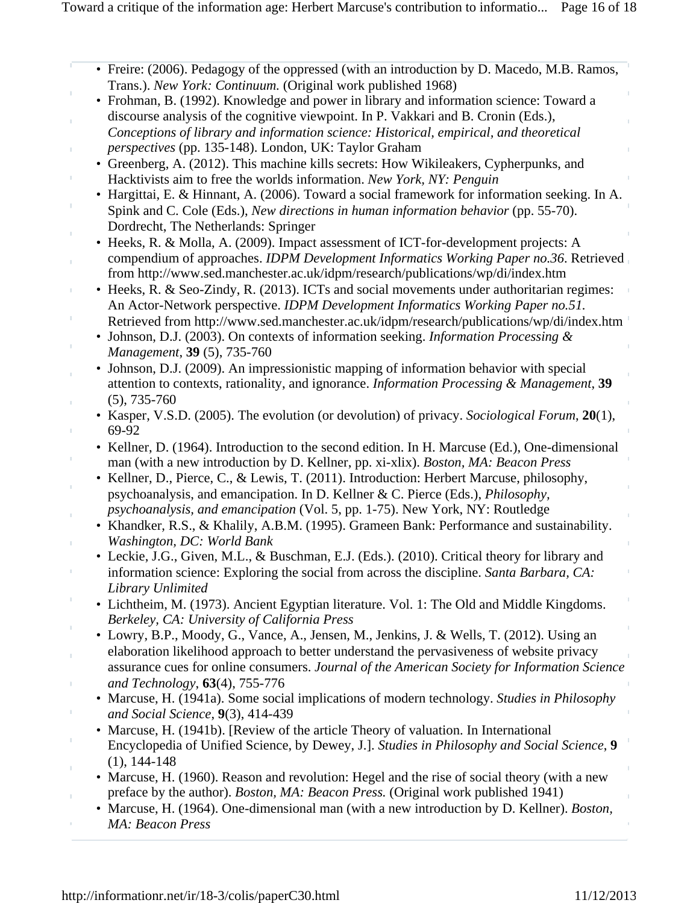- Freire: (2006). Pedagogy of the oppressed (with an introduction by D. Macedo, M.B. Ramos, Trans.). *New York: Continuum.* (Original work published 1968)
- Frohman, B. (1992). Knowledge and power in library and information science: Toward a discourse analysis of the cognitive viewpoint. In P. Vakkari and B. Cronin (Eds.), *Conceptions of library and information science: Historical, empirical, and theoretical perspectives* (pp. 135-148). London, UK: Taylor Graham
- Greenberg, A. (2012). This machine kills secrets: How Wikileakers, Cypherpunks, and Hacktivists aim to free the worlds information. *New York, NY: Penguin*
- Hargittai, E. & Hinnant, A. (2006). Toward a social framework for information seeking. In A. Spink and C. Cole (Eds.), *New directions in human information behavior* (pp. 55-70). Dordrecht, The Netherlands: Springer
- Heeks, R. & Molla, A. (2009). Impact assessment of ICT-for-development projects: A compendium of approaches. *IDPM Development Informatics Working Paper no.36*. Retrieved from http://www.sed.manchester.ac.uk/idpm/research/publications/wp/di/index.htm
- Heeks, R. & Seo-Zindy, R. (2013). ICTs and social movements under authoritarian regimes: An Actor-Network perspective. *IDPM Development Informatics Working Paper no.51*. Retrieved from http://www.sed.manchester.ac.uk/idpm/research/publications/wp/di/index.htm
- Johnson, D.J. (2003). On contexts of information seeking. *Information Processing & Management*, **39** (5), 735-760
- Johnson, D.J. (2009). An impressionistic mapping of information behavior with special attention to contexts, rationality, and ignorance. *Information Processing & Management*, **39** (5), 735-760
- Kasper, V.S.D. (2005). The evolution (or devolution) of privacy. *Sociological Forum*, **20**(1), 69-92
- Kellner, D. (1964). Introduction to the second edition. In H. Marcuse (Ed.), One-dimensional man (with a new introduction by D. Kellner, pp. xi-xlix). *Boston, MA: Beacon Press*
- Kellner, D., Pierce, C., & Lewis, T. (2011). Introduction: Herbert Marcuse, philosophy, psychoanalysis, and emancipation. In D. Kellner & C. Pierce (Eds.), *Philosophy, psychoanalysis, and emancipation* (Vol. 5, pp. 1-75). New York, NY: Routledge
- Khandker, R.S., & Khalily, A.B.M. (1995). Grameen Bank: Performance and sustainability. *Washington, DC: World Bank*
- Leckie, J.G., Given, M.L., & Buschman, E.J. (Eds.). (2010). Critical theory for library and information science: Exploring the social from across the discipline. *Santa Barbara, CA: Library Unlimited*
- Lichtheim, M. (1973). Ancient Egyptian literature. Vol. 1: The Old and Middle Kingdoms. *Berkeley, CA: University of California Press*
- Lowry, B.P., Moody, G., Vance, A., Jensen, M., Jenkins, J. & Wells, T. (2012). Using an elaboration likelihood approach to better understand the pervasiveness of website privacy assurance cues for online consumers. *Journal of the American Society for Information Science and Technology*, **63**(4), 755-776
- Marcuse, H. (1941a). Some social implications of modern technology. *Studies in Philosophy and Social Science*, **9**(3), 414-439
- Marcuse, H. (1941b). [Review of the article Theory of valuation. In International Encyclopedia of Unified Science, by Dewey, J.]. *Studies in Philosophy and Social Science*, **9** (1), 144-148
- Marcuse, H. (1960). Reason and revolution: Hegel and the rise of social theory (with a new preface by the author). *Boston, MA: Beacon Press.* (Original work published 1941)
- Marcuse, H. (1964). One-dimensional man (with a new introduction by D. Kellner). *Boston, MA: Beacon Press*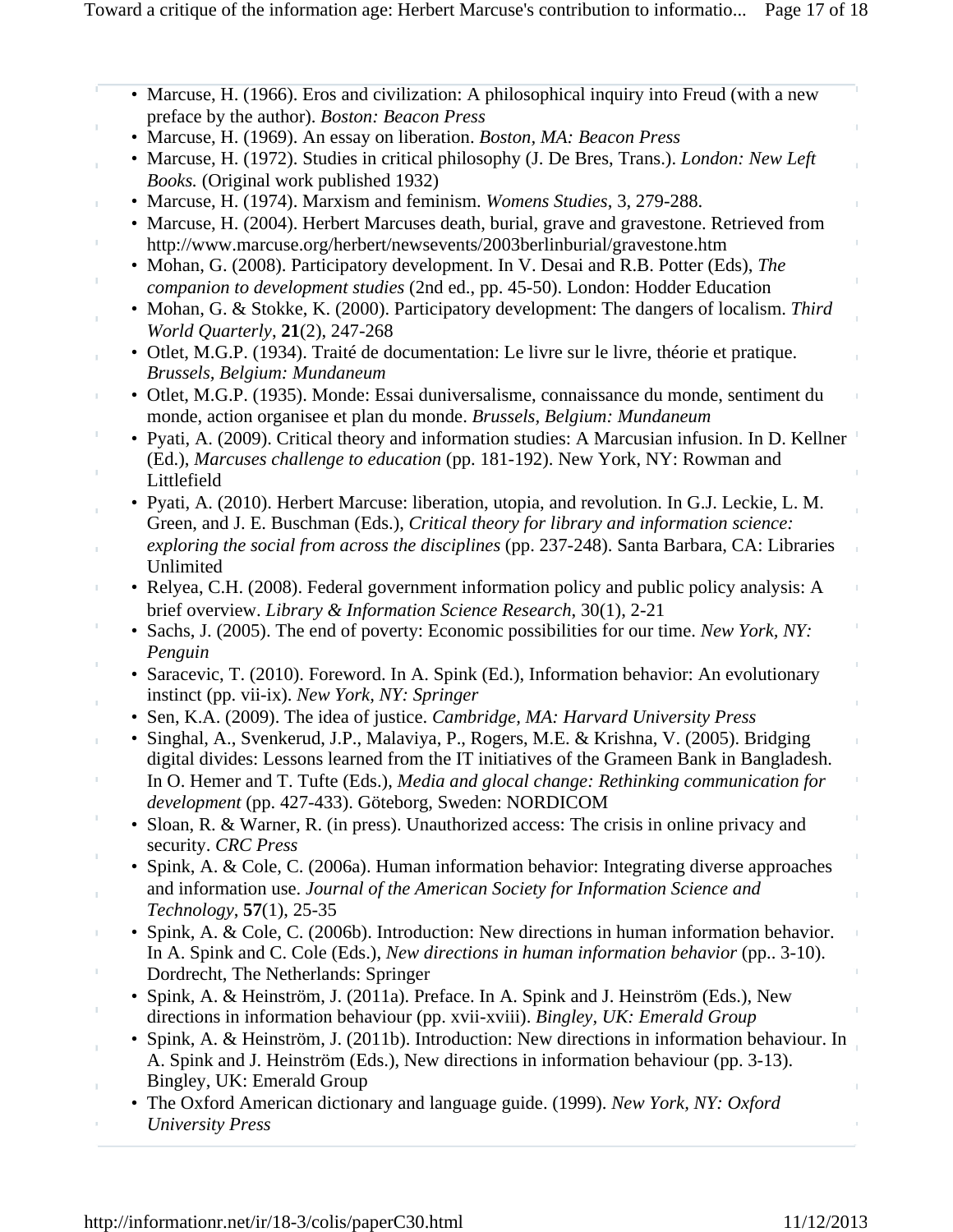- Marcuse, H. (1966). Eros and civilization: A philosophical inquiry into Freud (with a new preface by the author). *Boston: Beacon Press*
- Marcuse, H. (1969). An essay on liberation. *Boston, MA: Beacon Press*
- Marcuse, H. (1972). Studies in critical philosophy (J. De Bres, Trans.). *London: New Left Books.* (Original work published 1932)
- Marcuse, H. (1974). Marxism and feminism. *Womens Studies*, 3, 279-288.
- Marcuse, H. (2004). Herbert Marcuses death, burial, grave and gravestone. Retrieved from http://www.marcuse.org/herbert/newsevents/2003berlinburial/gravestone.htm
- Mohan, G. (2008). Participatory development. In V. Desai and R.B. Potter (Eds), *The companion to development studies* (2nd ed., pp. 45-50). London: Hodder Education
- Mohan, G. & Stokke, K. (2000). Participatory development: The dangers of localism. *Third World Quarterly*, **21**(2), 247-268
- Otlet, M.G.P. (1934). Traité de documentation: Le livre sur le livre, théorie et pratique. *Brussels, Belgium: Mundaneum*
- Otlet, M.G.P. (1935). Monde: Essai duniversalisme, connaissance du monde, sentiment du monde, action organisee et plan du monde. *Brussels, Belgium: Mundaneum*
- Pyati, A. (2009). Critical theory and information studies: A Marcusian infusion. In D. Kellner (Ed.), *Marcuses challenge to education* (pp. 181-192). New York, NY: Rowman and Littlefield
- Pyati, A. (2010). Herbert Marcuse: liberation, utopia, and revolution. In G.J. Leckie, L. M. Green, and J. E. Buschman (Eds.), *Critical theory for library and information science: exploring the social from across the disciplines* (pp. 237-248). Santa Barbara, CA: Libraries Unlimited
- Relyea, C.H. (2008). Federal government information policy and public policy analysis: A brief overview. *Library & Information Science Research*, 30(1), 2-21
- Sachs, J. (2005). The end of poverty: Economic possibilities for our time. *New York, NY: Penguin*
- Saracevic, T. (2010). Foreword. In A. Spink (Ed.), Information behavior: An evolutionary instinct (pp. vii-ix). *New York, NY: Springer*
- Sen, K.A. (2009). The idea of justice. *Cambridge, MA: Harvard University Press*
- Singhal, A., Svenkerud, J.P., Malaviya, P., Rogers, M.E. & Krishna, V. (2005). Bridging digital divides: Lessons learned from the IT initiatives of the Grameen Bank in Bangladesh. In O. Hemer and T. Tufte (Eds.), *Media and glocal change: Rethinking communication for development* (pp. 427-433). Göteborg, Sweden: NORDICOM
- Sloan, R. & Warner, R. (in press). Unauthorized access: The crisis in online privacy and security. *CRC Press*
- Spink, A. & Cole, C. (2006a). Human information behavior: Integrating diverse approaches and information use. *Journal of the American Society for Information Science and Technology*, **57**(1), 25-35
- Spink, A. & Cole, C. (2006b). Introduction: New directions in human information behavior. In A. Spink and C. Cole (Eds.), *New directions in human information behavior* (pp.. 3-10). Dordrecht, The Netherlands: Springer
- Spink, A. & Heinström, J. (2011a). Preface. In A. Spink and J. Heinström (Eds.), New directions in information behaviour (pp. xvii-xviii). *Bingley, UK: Emerald Group*
- Spink, A. & Heinström, J. (2011b). Introduction: New directions in information behaviour. In A. Spink and J. Heinström (Eds.), New directions in information behaviour (pp. 3-13). Bingley, UK: Emerald Group
- The Oxford American dictionary and language guide. (1999). *New York, NY: Oxford University Press*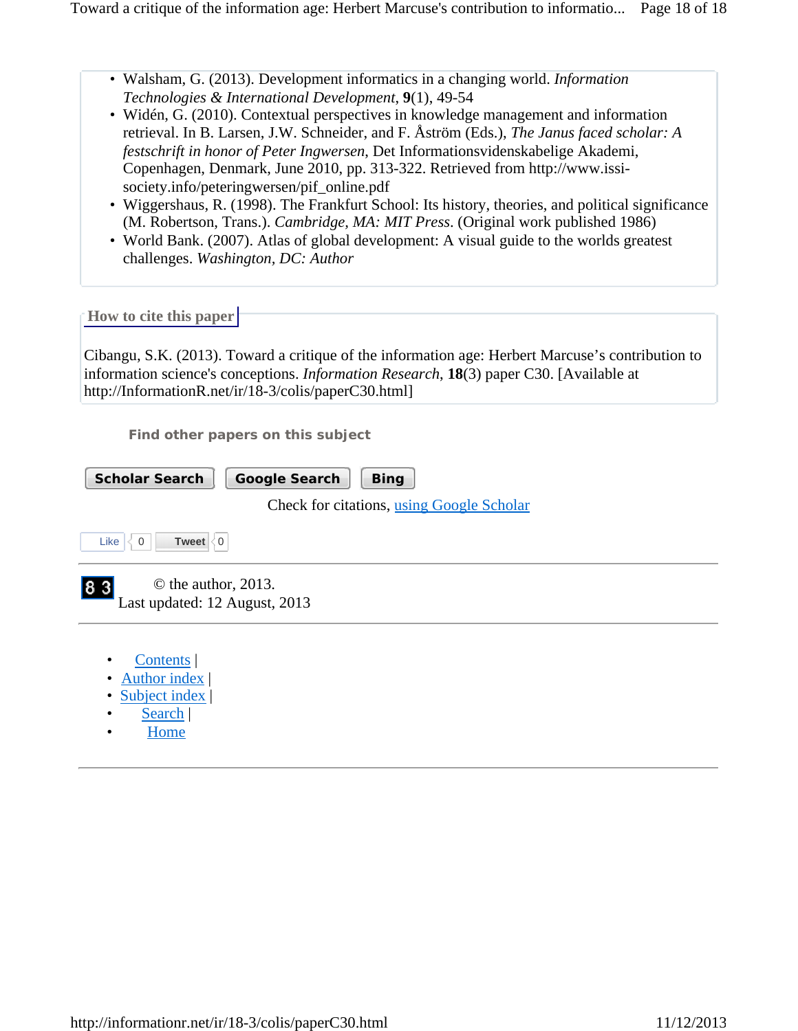- Walsham, G. (2013). Development informatics in a changing world. *Information Technologies & International Development*, **9**(1), 49-54
- Widén, G. (2010). Contextual perspectives in knowledge management and information retrieval. In B. Larsen, J.W. Schneider, and F. Åström (Eds.), *The Janus faced scholar: A festschrift in honor of Peter Ingwersen*, Det Informationsvidenskabelige Akademi, Copenhagen, Denmark, June 2010, pp. 313-322. Retrieved from http://www.issi-society.info/peteringwersen/pif_online.pdf
- Wiggershaus, R. (1998). The Frankfurt School: Its history, theories, and political significance (M. Robertson, Trans.). *Cambridge, MA: MIT Press*. (Original work published 1986)
- World Bank. (2007). Atlas of global development: A visual guide to the worlds greatest challenges. *Washington, DC: Author*

## How to cite this paper

Cibangu, S.K. (2013). Toward a critique of the information age: Herbert Marcuse's contribution to information science's conceptions. *Information Research*, **18**(3) paper C30. [Available at http://InformationR.net/ir/18-3/colis/paperC30.html]

**Find other papers on this subject**

Scholar Search | Google Search | Bing

Check for citations, using Google Scholar

Like 0 Tweet 0

8 3 © the author, 2013.
Last updated: 12 August, 2013

- Contents |
- Author index |
- Subject index |
- Search |
- Home